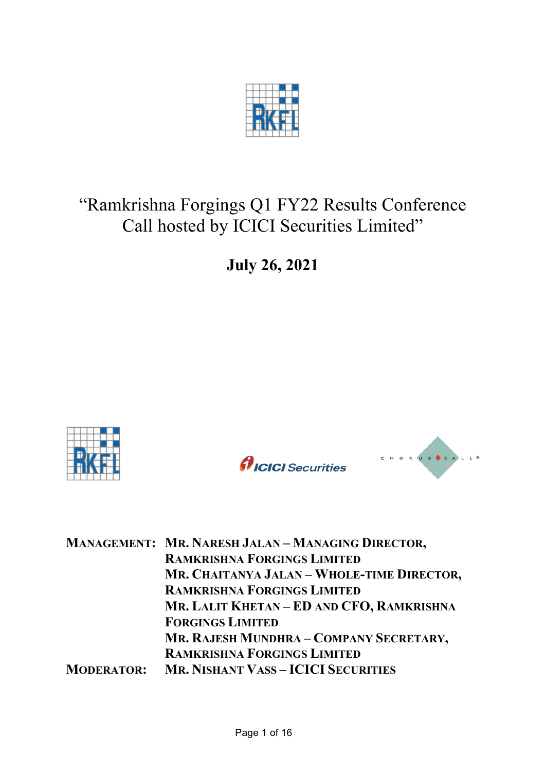# "Ramkrishna Forgings Q1 FY22 Results Conference Call hosted by ICICI Securities Limited"

**July 26, 2021**

**MANAGEMENT:** **MR. NARESH JALAN – MANAGING DIRECTOR, RAMKRISHNA FORGINGS LIMITED**
**MR. CHAITANYA JALAN – WHOLE-TIME DIRECTOR, RAMKRISHNA FORGINGS LIMITED**
**MR. LALIT KHETAN – ED AND CFO, RAMKRISHNA FORGINGS LIMITED**
**MR. RAJESH MUNDHRA – COMPANY SECRETARY, RAMKRISHNA FORGINGS LIMITED**

**MODERATOR:** **MR. NISHANT VASS – ICICI SECURITIES**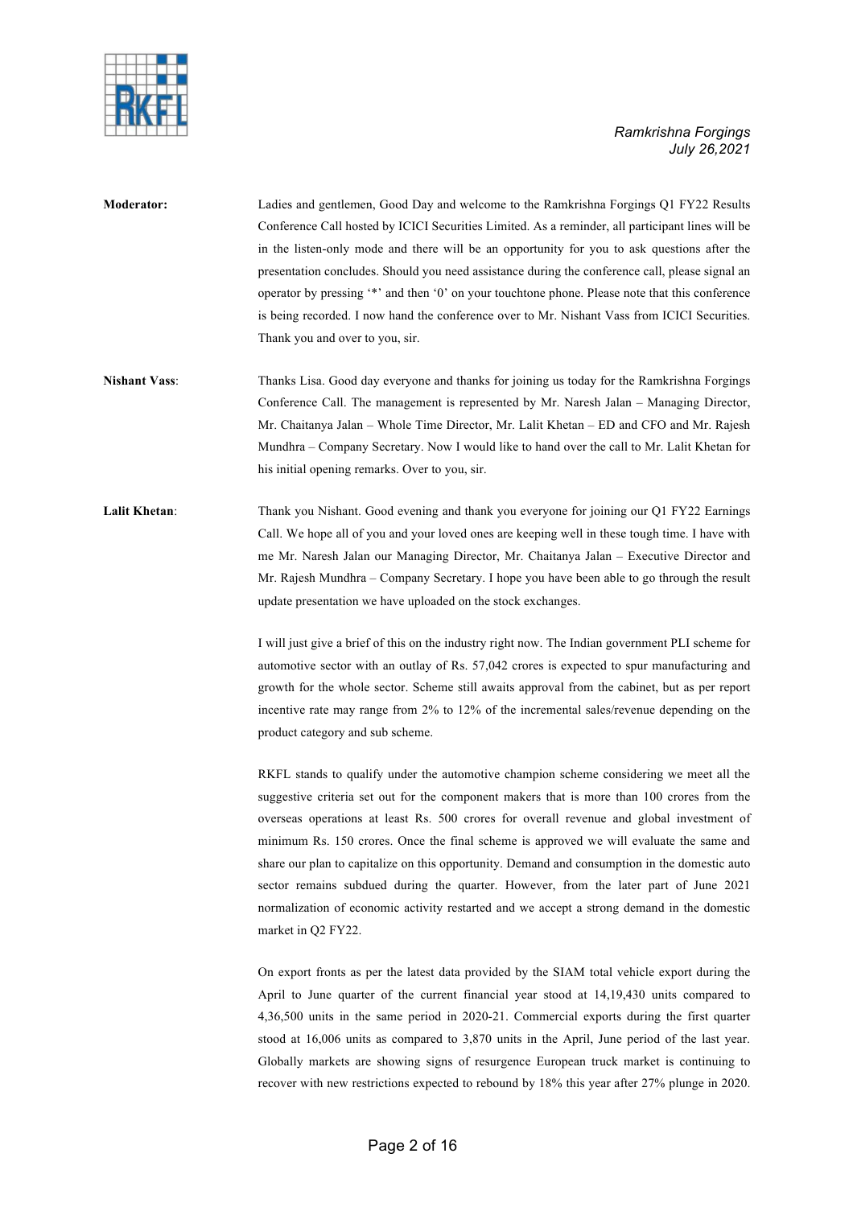**Moderator:** Ladies and gentlemen, Good Day and welcome to the Ramkrishna Forgings Q1 FY22 Results Conference Call hosted by ICICI Securities Limited. As a reminder, all participant lines will be in the listen-only mode and there will be an opportunity for you to ask questions after the presentation concludes. Should you need assistance during the conference call, please signal an operator by pressing '*' and then '0' on your touchtone phone. Please note that this conference is being recorded. I now hand the conference over to Mr. Nishant Vass from ICICI Securities. Thank you and over to you, sir.

**Nishant Vass**: Thanks Lisa. Good day everyone and thanks for joining us today for the Ramkrishna Forgings Conference Call. The management is represented by Mr. Naresh Jalan – Managing Director, Mr. Chaitanya Jalan – Whole Time Director, Mr. Lalit Khetan – ED and CFO and Mr. Rajesh Mundhra – Company Secretary. Now I would like to hand over the call to Mr. Lalit Khetan for his initial opening remarks. Over to you, sir.

**Lalit Khetan**: Thank you Nishant. Good evening and thank you everyone for joining our Q1 FY22 Earnings Call. We hope all of you and your loved ones are keeping well in these tough time. I have with me Mr. Naresh Jalan our Managing Director, Mr. Chaitanya Jalan – Executive Director and Mr. Rajesh Mundhra – Company Secretary. I hope you have been able to go through the result update presentation we have uploaded on the stock exchanges.

I will just give a brief of this on the industry right now. The Indian government PLI scheme for automotive sector with an outlay of Rs. 57,042 crores is expected to spur manufacturing and growth for the whole sector. Scheme still awaits approval from the cabinet, but as per report incentive rate may range from 2% to 12% of the incremental sales/revenue depending on the product category and sub scheme.

RKFL stands to qualify under the automotive champion scheme considering we meet all the suggestive criteria set out for the component makers that is more than 100 crores from the overseas operations at least Rs. 500 crores for overall revenue and global investment of minimum Rs. 150 crores. Once the final scheme is approved we will evaluate the same and share our plan to capitalize on this opportunity. Demand and consumption in the domestic auto sector remains subdued during the quarter. However, from the later part of June 2021 normalization of economic activity restarted and we accept a strong demand in the domestic market in Q2 FY22.

On export fronts as per the latest data provided by the SIAM total vehicle export during the April to June quarter of the current financial year stood at 14,19,430 units compared to 4,36,500 units in the same period in 2020-21. Commercial exports during the first quarter stood at 16,006 units as compared to 3,870 units in the April, June period of the last year. Globally markets are showing signs of resurgence European truck market is continuing to recover with new restrictions expected to rebound by 18% this year after 27% plunge in 2020.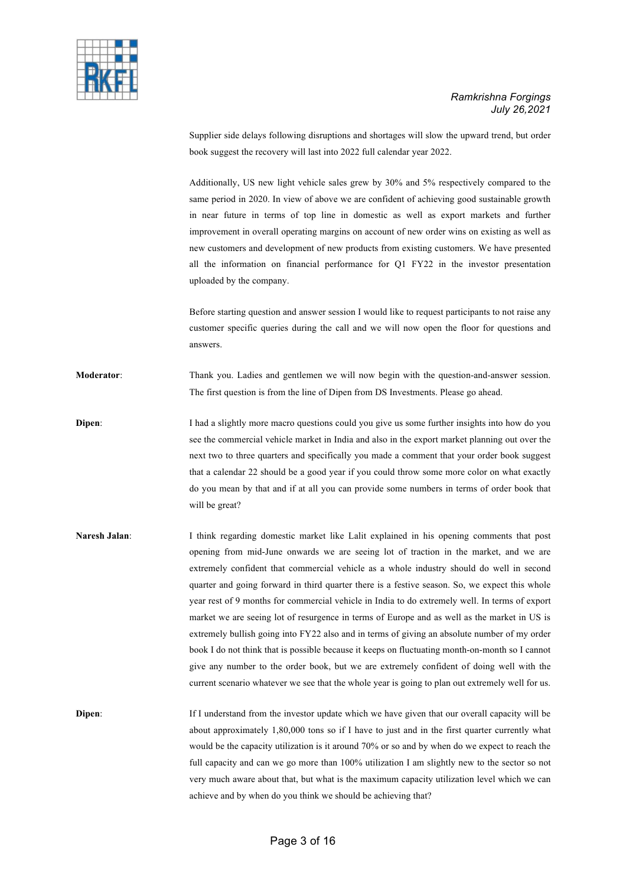Supplier side delays following disruptions and shortages will slow the upward trend, but order book suggest the recovery will last into 2022 full calendar year 2022.

Additionally, US new light vehicle sales grew by 30% and 5% respectively compared to the same period in 2020. In view of above we are confident of achieving good sustainable growth in near future in terms of top line in domestic as well as export markets and further improvement in overall operating margins on account of new order wins on existing as well as new customers and development of new products from existing customers. We have presented all the information on financial performance for Q1 FY22 in the investor presentation uploaded by the company.

Before starting question and answer session I would like to request participants to not raise any customer specific queries during the call and we will now open the floor for questions and answers.

**Moderator**: Thank you. Ladies and gentlemen we will now begin with the question-and-answer session. The first question is from the line of Dipen from DS Investments. Please go ahead.

**Dipen**: I had a slightly more macro questions could you give us some further insights into how do you see the commercial vehicle market in India and also in the export market planning out over the next two to three quarters and specifically you made a comment that your order book suggest that a calendar 22 should be a good year if you could throw some more color on what exactly do you mean by that and if at all you can provide some numbers in terms of order book that will be great?

**Naresh Jalan**: I think regarding domestic market like Lalit explained in his opening comments that post opening from mid-June onwards we are seeing lot of traction in the market, and we are extremely confident that commercial vehicle as a whole industry should do well in second quarter and going forward in third quarter there is a festive season. So, we expect this whole year rest of 9 months for commercial vehicle in India to do extremely well. In terms of export market we are seeing lot of resurgence in terms of Europe and as well as the market in US is extremely bullish going into FY22 also and in terms of giving an absolute number of my order book I do not think that is possible because it keeps on fluctuating month-on-month so I cannot give any number to the order book, but we are extremely confident of doing well with the current scenario whatever we see that the whole year is going to plan out extremely well for us.

**Dipen**: If I understand from the investor update which we have given that our overall capacity will be about approximately 1,80,000 tons so if I have to just and in the first quarter currently what would be the capacity utilization is it around 70% or so and by when do we expect to reach the full capacity and can we go more than 100% utilization I am slightly new to the sector so not very much aware about that, but what is the maximum capacity utilization level which we can achieve and by when do you think we should be achieving that?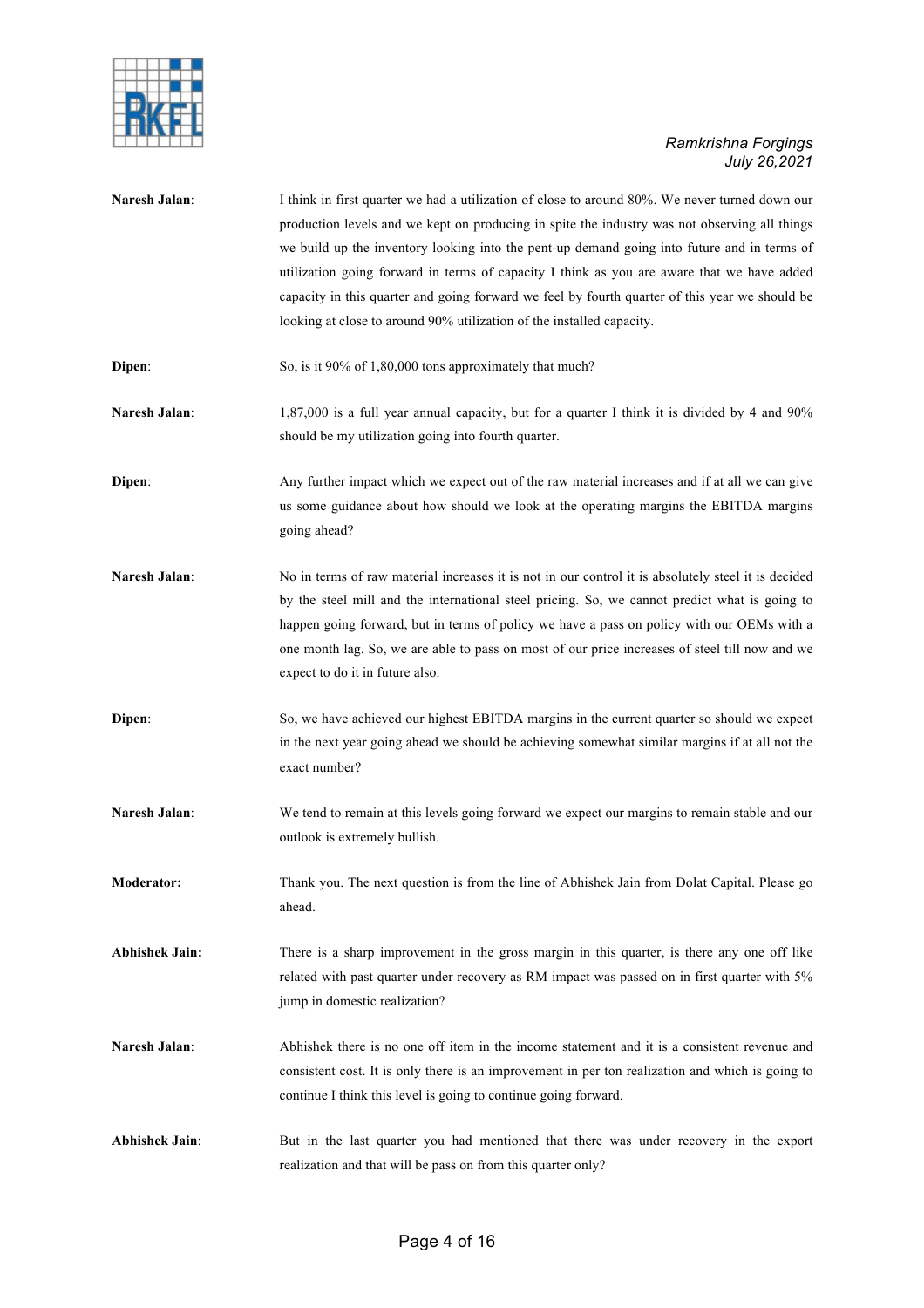**Naresh Jalan**: I think in first quarter we had a utilization of close to around 80%. We never turned down our production levels and we kept on producing in spite the industry was not observing all things we build up the inventory looking into the pent-up demand going into future and in terms of utilization going forward in terms of capacity I think as you are aware that we have added capacity in this quarter and going forward we feel by fourth quarter of this year we should be looking at close to around 90% utilization of the installed capacity.

**Dipen**: So, is it 90% of 1,80,000 tons approximately that much?

**Naresh Jalan**: 1,87,000 is a full year annual capacity, but for a quarter I think it is divided by 4 and 90% should be my utilization going into fourth quarter.

**Dipen**: Any further impact which we expect out of the raw material increases and if at all we can give us some guidance about how should we look at the operating margins the EBITDA margins going ahead?

**Naresh Jalan**: No in terms of raw material increases it is not in our control it is absolutely steel it is decided by the steel mill and the international steel pricing. So, we cannot predict what is going to happen going forward, but in terms of policy we have a pass on policy with our OEMs with a one month lag. So, we are able to pass on most of our price increases of steel till now and we expect to do it in future also.

**Dipen**: So, we have achieved our highest EBITDA margins in the current quarter so should we expect in the next year going ahead we should be achieving somewhat similar margins if at all not the exact number?

**Naresh Jalan**: We tend to remain at this levels going forward we expect our margins to remain stable and our outlook is extremely bullish.

**Moderator:** Thank you. The next question is from the line of Abhishek Jain from Dolat Capital. Please go ahead.

**Abhishek Jain:** There is a sharp improvement in the gross margin in this quarter, is there any one off like related with past quarter under recovery as RM impact was passed on in first quarter with 5% jump in domestic realization?

**Naresh Jalan**: Abhishek there is no one off item in the income statement and it is a consistent revenue and consistent cost. It is only there is an improvement in per ton realization and which is going to continue I think this level is going to continue going forward.

**Abhishek Jain**: But in the last quarter you had mentioned that there was under recovery in the export realization and that will be pass on from this quarter only?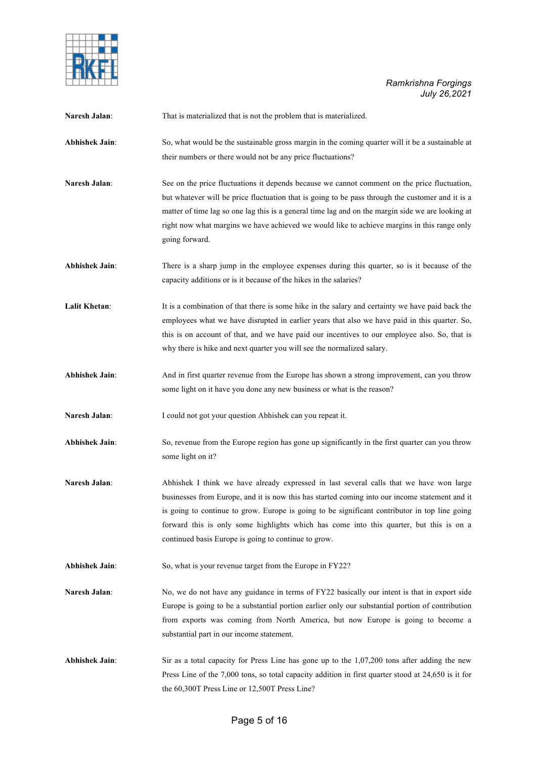**Naresh Jalan**: That is materialized that is not the problem that is materialized.

**Abhishek Jain**: So, what would be the sustainable gross margin in the coming quarter will it be a sustainable at their numbers or there would not be any price fluctuations?

**Naresh Jalan**: See on the price fluctuations it depends because we cannot comment on the price fluctuation, but whatever will be price fluctuation that is going to be pass through the customer and it is a matter of time lag so one lag this is a general time lag and on the margin side we are looking at right now what margins we have achieved we would like to achieve margins in this range only going forward.

**Abhishek Jain**: There is a sharp jump in the employee expenses during this quarter, so is it because of the capacity additions or is it because of the hikes in the salaries?

**Lalit Khetan**: It is a combination of that there is some hike in the salary and certainty we have paid back the employees what we have disrupted in earlier years that also we have paid in this quarter. So, this is on account of that, and we have paid our incentives to our employee also. So, that is why there is hike and next quarter you will see the normalized salary.

**Abhishek Jain**: And in first quarter revenue from the Europe has shown a strong improvement, can you throw some light on it have you done any new business or what is the reason?

**Naresh Jalan**: I could not got your question Abhishek can you repeat it.

**Abhishek Jain**: So, revenue from the Europe region has gone up significantly in the first quarter can you throw some light on it?

**Naresh Jalan**: Abhishek I think we have already expressed in last several calls that we have won large businesses from Europe, and it is now this has started coming into our income statement and it is going to continue to grow. Europe is going to be significant contributor in top line going forward this is only some highlights which has come into this quarter, but this is on a continued basis Europe is going to continue to grow.

**Abhishek Jain**: So, what is your revenue target from the Europe in FY22?

**Naresh Jalan**: No, we do not have any guidance in terms of FY22 basically our intent is that in export side Europe is going to be a substantial portion earlier only our substantial portion of contribution from exports was coming from North America, but now Europe is going to become a substantial part in our income statement.

**Abhishek Jain**: Sir as a total capacity for Press Line has gone up to the 1,07,200 tons after adding the new Press Line of the 7,000 tons, so total capacity addition in first quarter stood at 24,650 is it for the 60,300T Press Line or 12,500T Press Line?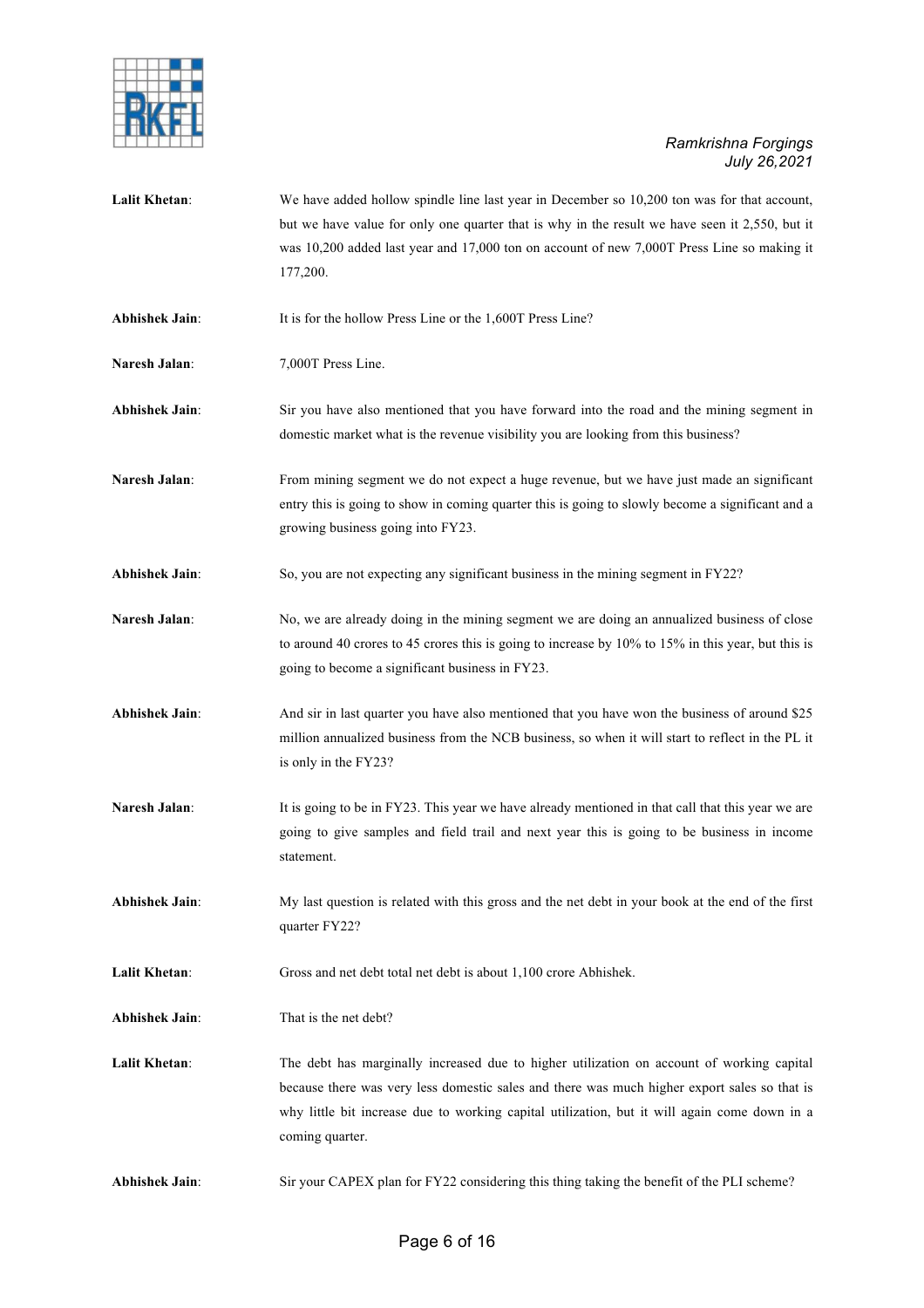**Lalit Khetan**: We have added hollow spindle line last year in December so 10,200 ton was for that account, but we have value for only one quarter that is why in the result we have seen it 2,550, but it was 10,200 added last year and 17,000 ton on account of new 7,000T Press Line so making it 177,200.

**Abhishek Jain**: It is for the hollow Press Line or the 1,600T Press Line?

**Naresh Jalan**: 7,000T Press Line.

**Abhishek Jain**: Sir you have also mentioned that you have forward into the road and the mining segment in domestic market what is the revenue visibility you are looking from this business?

**Naresh Jalan**: From mining segment we do not expect a huge revenue, but we have just made an significant entry this is going to show in coming quarter this is going to slowly become a significant and a growing business going into FY23.

**Abhishek Jain**: So, you are not expecting any significant business in the mining segment in FY22?

**Naresh Jalan**: No, we are already doing in the mining segment we are doing an annualized business of close to around 40 crores to 45 crores this is going to increase by 10% to 15% in this year, but this is going to become a significant business in FY23.

**Abhishek Jain**: And sir in last quarter you have also mentioned that you have won the business of around $25 million annualized business from the NCB business, so when it will start to reflect in the PL it is only in the FY23?

**Naresh Jalan**: It is going to be in FY23. This year we have already mentioned in that call that this year we are going to give samples and field trail and next year this is going to be business in income statement.

**Abhishek Jain**: My last question is related with this gross and the net debt in your book at the end of the first quarter FY22?

**Lalit Khetan**: Gross and net debt total net debt is about 1,100 crore Abhishek.

**Abhishek Jain**: That is the net debt?

**Lalit Khetan**: The debt has marginally increased due to higher utilization on account of working capital because there was very less domestic sales and there was much higher export sales so that is why little bit increase due to working capital utilization, but it will again come down in a coming quarter.

**Abhishek Jain**: Sir your CAPEX plan for FY22 considering this thing taking the benefit of the PLI scheme?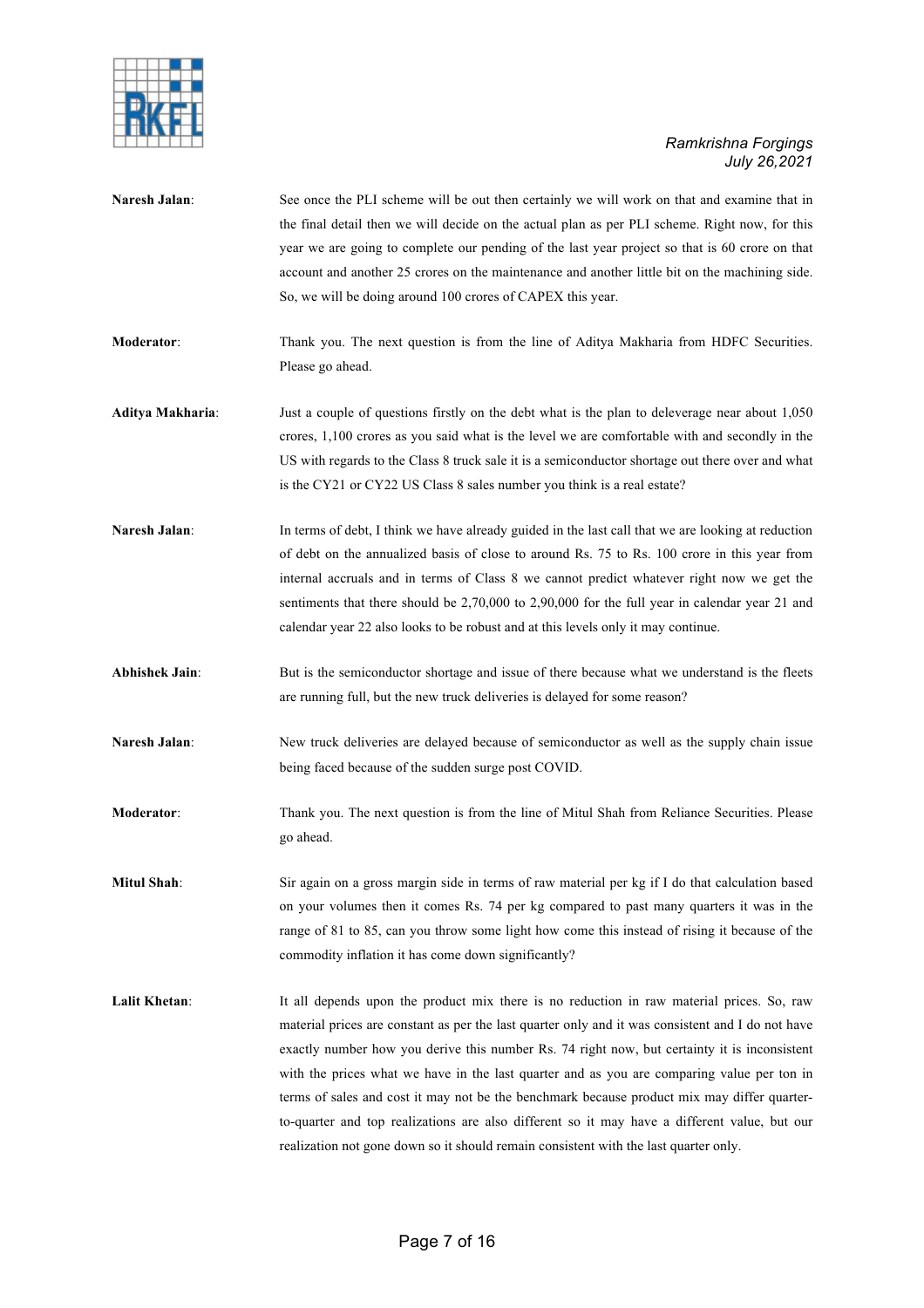**Naresh Jalan**: See once the PLI scheme will be out then certainly we will work on that and examine that in the final detail then we will decide on the actual plan as per PLI scheme. Right now, for this year we are going to complete our pending of the last year project so that is 60 crore on that account and another 25 crores on the maintenance and another little bit on the machining side. So, we will be doing around 100 crores of CAPEX this year.

**Moderator**: Thank you. The next question is from the line of Aditya Makharia from HDFC Securities. Please go ahead.

**Aditya Makharia**: Just a couple of questions firstly on the debt what is the plan to deleverage near about 1,050 crores, 1,100 crores as you said what is the level we are comfortable with and secondly in the US with regards to the Class 8 truck sale it is a semiconductor shortage out there over and what is the CY21 or CY22 US Class 8 sales number you think is a real estate?

**Naresh Jalan**: In terms of debt, I think we have already guided in the last call that we are looking at reduction of debt on the annualized basis of close to around Rs. 75 to Rs. 100 crore in this year from internal accruals and in terms of Class 8 we cannot predict whatever right now we get the sentiments that there should be 2,70,000 to 2,90,000 for the full year in calendar year 21 and calendar year 22 also looks to be robust and at this levels only it may continue.

**Abhishek Jain**: But is the semiconductor shortage and issue of there because what we understand is the fleets are running full, but the new truck deliveries is delayed for some reason?

**Naresh Jalan**: New truck deliveries are delayed because of semiconductor as well as the supply chain issue being faced because of the sudden surge post COVID.

**Moderator**: Thank you. The next question is from the line of Mitul Shah from Reliance Securities. Please go ahead.

**Mitul Shah**: Sir again on a gross margin side in terms of raw material per kg if I do that calculation based on your volumes then it comes Rs. 74 per kg compared to past many quarters it was in the range of 81 to 85, can you throw some light how come this instead of rising it because of the commodity inflation it has come down significantly?

**Lalit Khetan**: It all depends upon the product mix there is no reduction in raw material prices. So, raw material prices are constant as per the last quarter only and it was consistent and I do not have exactly number how you derive this number Rs. 74 right now, but certainty it is inconsistent with the prices what we have in the last quarter and as you are comparing value per ton in terms of sales and cost it may not be the benchmark because product mix may differ quarter-to-quarter and top realizations are also different so it may have a different value, but our realization not gone down so it should remain consistent with the last quarter only.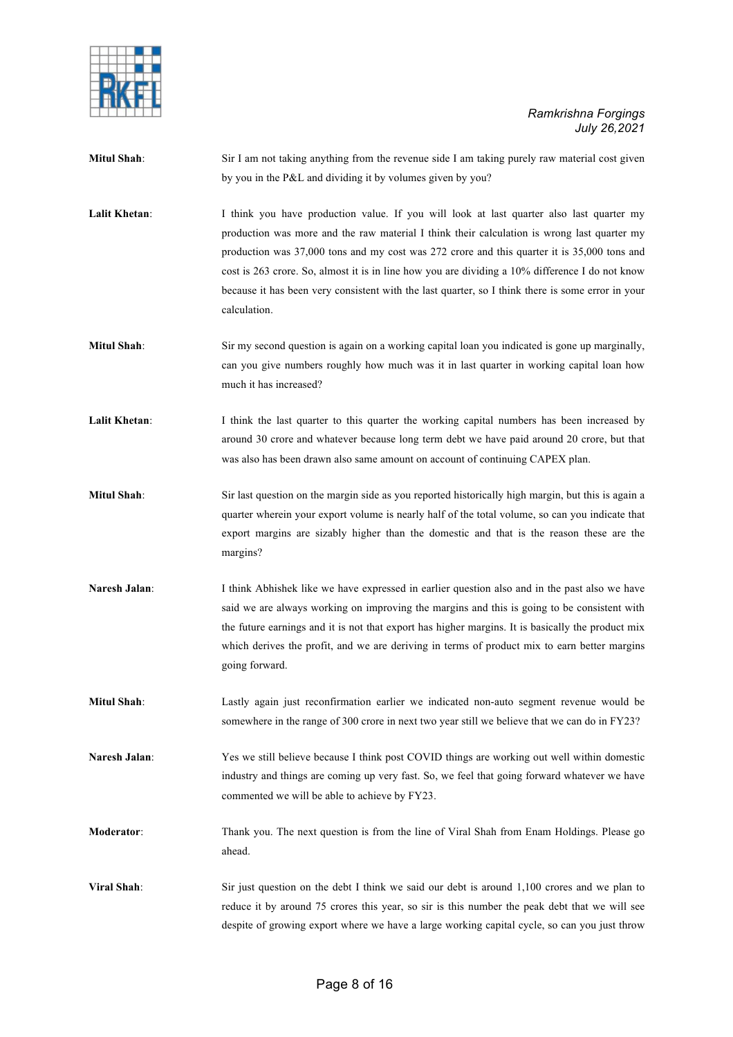**Mitul Shah**: Sir I am not taking anything from the revenue side I am taking purely raw material cost given by you in the P&L and dividing it by volumes given by you?

**Lalit Khetan**: I think you have production value. If you will look at last quarter also last quarter my production was more and the raw material I think their calculation is wrong last quarter my production was 37,000 tons and my cost was 272 crore and this quarter it is 35,000 tons and cost is 263 crore. So, almost it is in line how you are dividing a 10% difference I do not know because it has been very consistent with the last quarter, so I think there is some error in your calculation.

**Mitul Shah**: Sir my second question is again on a working capital loan you indicated is gone up marginally, can you give numbers roughly how much was it in last quarter in working capital loan how much it has increased?

**Lalit Khetan**: I think the last quarter to this quarter the working capital numbers has been increased by around 30 crore and whatever because long term debt we have paid around 20 crore, but that was also has been drawn also same amount on account of continuing CAPEX plan.

**Mitul Shah**: Sir last question on the margin side as you reported historically high margin, but this is again a quarter wherein your export volume is nearly half of the total volume, so can you indicate that export margins are sizably higher than the domestic and that is the reason these are the margins?

**Naresh Jalan**: I think Abhishek like we have expressed in earlier question also and in the past also we have said we are always working on improving the margins and this is going to be consistent with the future earnings and it is not that export has higher margins. It is basically the product mix which derives the profit, and we are deriving in terms of product mix to earn better margins going forward.

**Mitul Shah**: Lastly again just reconfirmation earlier we indicated non-auto segment revenue would be somewhere in the range of 300 crore in next two year still we believe that we can do in FY23?

**Naresh Jalan**: Yes we still believe because I think post COVID things are working out well within domestic industry and things are coming up very fast. So, we feel that going forward whatever we have commented we will be able to achieve by FY23.

**Moderator**: Thank you. The next question is from the line of Viral Shah from Enam Holdings. Please go ahead.

**Viral Shah**: Sir just question on the debt I think we said our debt is around 1,100 crores and we plan to reduce it by around 75 crores this year, so sir is this number the peak debt that we will see despite of growing export where we have a large working capital cycle, so can you just throw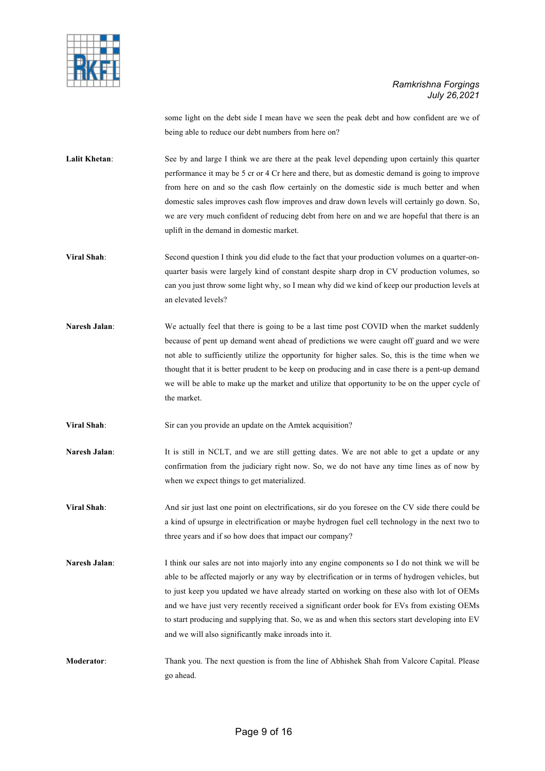some light on the debt side I mean have we seen the peak debt and how confident are we of being able to reduce our debt numbers from here on?

**Lalit Khetan**: See by and large I think we are there at the peak level depending upon certainly this quarter performance it may be 5 cr or 4 Cr here and there, but as domestic demand is going to improve from here on and so the cash flow certainly on the domestic side is much better and when domestic sales improves cash flow improves and draw down levels will certainly go down. So, we are very much confident of reducing debt from here on and we are hopeful that there is an uplift in the demand in domestic market.

**Viral Shah**: Second question I think you did elude to the fact that your production volumes on a quarter-on-quarter basis were largely kind of constant despite sharp drop in CV production volumes, so can you just throw some light why, so I mean why did we kind of keep our production levels at an elevated levels?

**Naresh Jalan**: We actually feel that there is going to be a last time post COVID when the market suddenly because of pent up demand went ahead of predictions we were caught off guard and we were not able to sufficiently utilize the opportunity for higher sales. So, this is the time when we thought that it is better prudent to be keep on producing and in case there is a pent-up demand we will be able to make up the market and utilize that opportunity to be on the upper cycle of the market.

**Viral Shah**: Sir can you provide an update on the Amtek acquisition?

**Naresh Jalan**: It is still in NCLT, and we are still getting dates. We are not able to get a update or any confirmation from the judiciary right now. So, we do not have any time lines as of now by when we expect things to get materialized.

**Viral Shah**: And sir just last one point on electrifications, sir do you foresee on the CV side there could be a kind of upsurge in electrification or maybe hydrogen fuel cell technology in the next two to three years and if so how does that impact our company?

**Naresh Jalan**: I think our sales are not into majorly into any engine components so I do not think we will be able to be affected majorly or any way by electrification or in terms of hydrogen vehicles, but to just keep you updated we have already started on working on these also with lot of OEMs and we have just very recently received a significant order book for EVs from existing OEMs to start producing and supplying that. So, we as and when this sectors start developing into EV and we will also significantly make inroads into it.

**Moderator**: Thank you. The next question is from the line of Abhishek Shah from Valcore Capital. Please go ahead.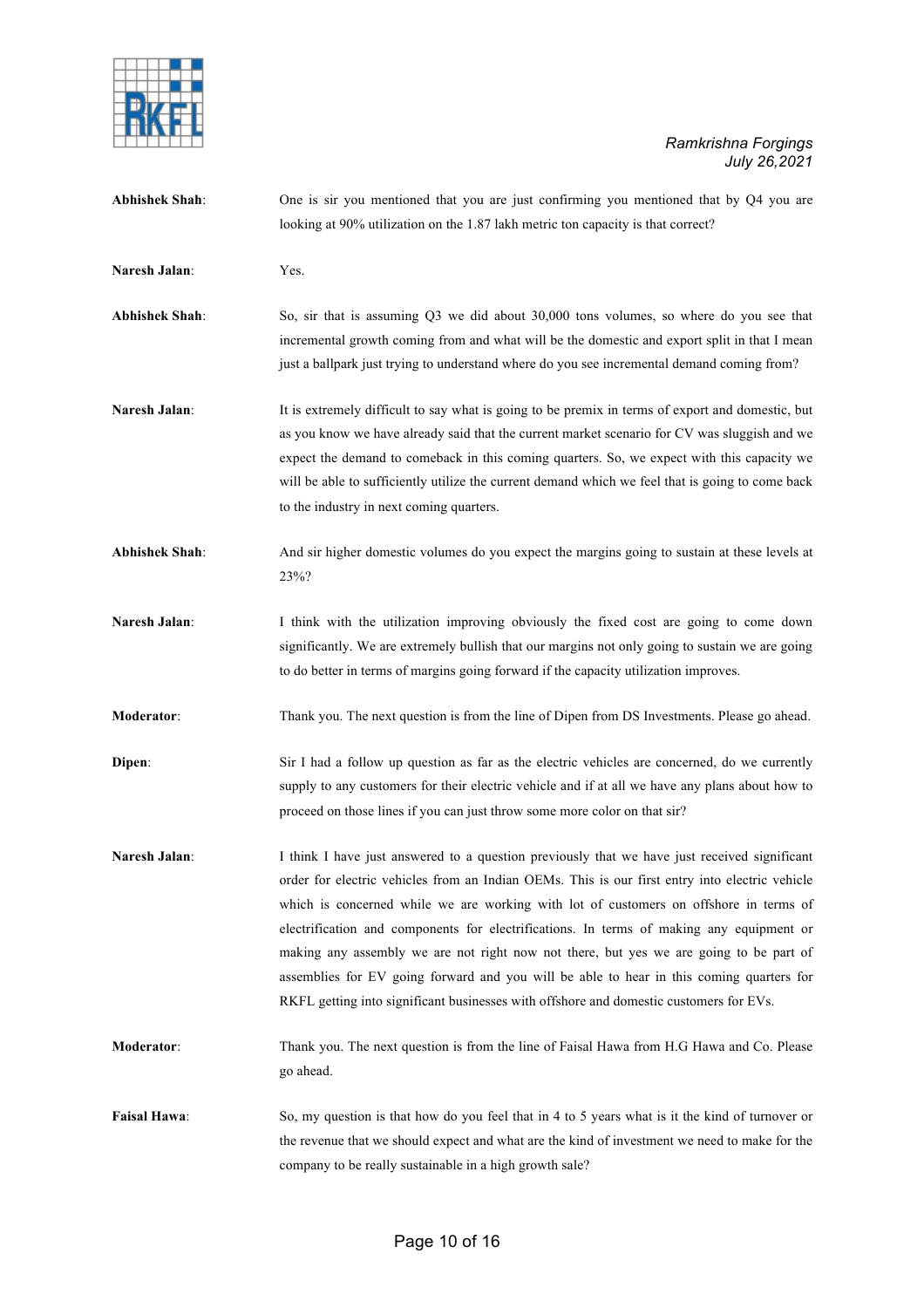**Abhishek Shah**: One is sir you mentioned that you are just confirming you mentioned that by Q4 you are looking at 90% utilization on the 1.87 lakh metric ton capacity is that correct?

**Naresh Jalan**: Yes.

**Abhishek Shah**: So, sir that is assuming Q3 we did about 30,000 tons volumes, so where do you see that incremental growth coming from and what will be the domestic and export split in that I mean just a ballpark just trying to understand where do you see incremental demand coming from?

**Naresh Jalan**: It is extremely difficult to say what is going to be premix in terms of export and domestic, but as you know we have already said that the current market scenario for CV was sluggish and we expect the demand to comeback in this coming quarters. So, we expect with this capacity we will be able to sufficiently utilize the current demand which we feel that is going to come back to the industry in next coming quarters.

**Abhishek Shah**: And sir higher domestic volumes do you expect the margins going to sustain at these levels at 23%?

**Naresh Jalan**: I think with the utilization improving obviously the fixed cost are going to come down significantly. We are extremely bullish that our margins not only going to sustain we are going to do better in terms of margins going forward if the capacity utilization improves.

**Moderator**: Thank you. The next question is from the line of Dipen from DS Investments. Please go ahead.

**Dipen**: Sir I had a follow up question as far as the electric vehicles are concerned, do we currently supply to any customers for their electric vehicle and if at all we have any plans about how to proceed on those lines if you can just throw some more color on that sir?

**Naresh Jalan**: I think I have just answered to a question previously that we have just received significant order for electric vehicles from an Indian OEMs. This is our first entry into electric vehicle which is concerned while we are working with lot of customers on offshore in terms of electrification and components for electrifications. In terms of making any equipment or making any assembly we are not right now not there, but yes we are going to be part of assemblies for EV going forward and you will be able to hear in this coming quarters for RKFL getting into significant businesses with offshore and domestic customers for EVs.

**Moderator**: Thank you. The next question is from the line of Faisal Hawa from H.G Hawa and Co. Please go ahead.

**Faisal Hawa**: So, my question is that how do you feel that in 4 to 5 years what is it the kind of turnover or the revenue that we should expect and what are the kind of investment we need to make for the company to be really sustainable in a high growth sale?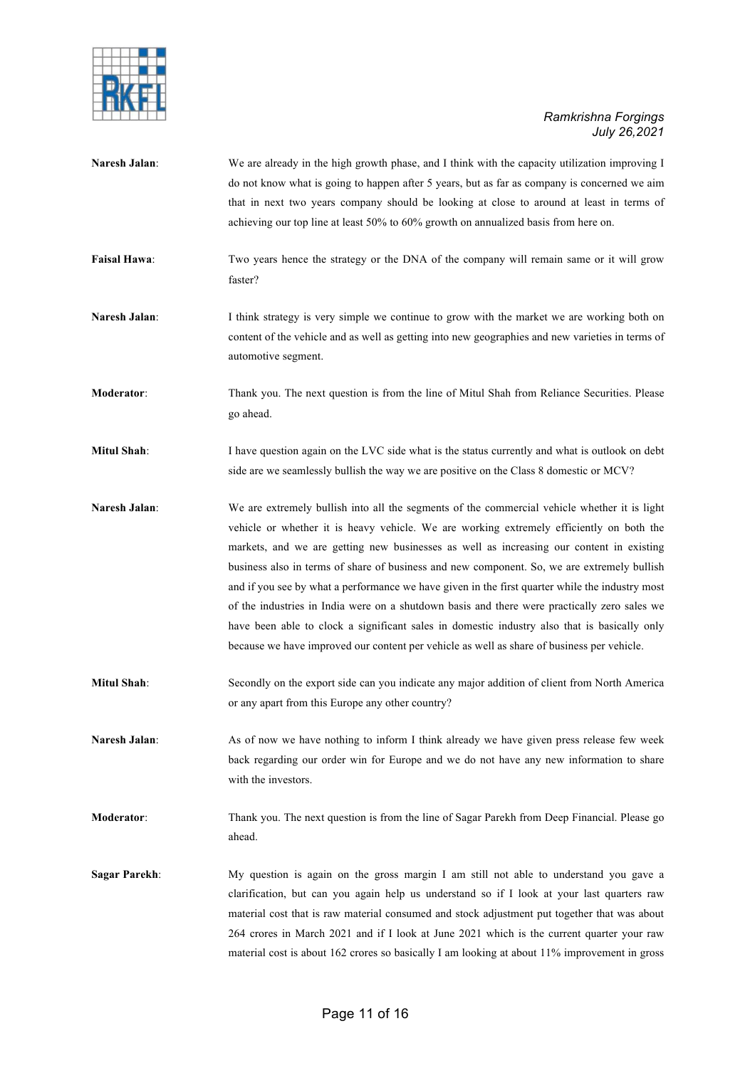**Naresh Jalan**: We are already in the high growth phase, and I think with the capacity utilization improving I do not know what is going to happen after 5 years, but as far as company is concerned we aim that in next two years company should be looking at close to around at least in terms of achieving our top line at least 50% to 60% growth on annualized basis from here on.

**Faisal Hawa**: Two years hence the strategy or the DNA of the company will remain same or it will grow faster?

**Naresh Jalan**: I think strategy is very simple we continue to grow with the market we are working both on content of the vehicle and as well as getting into new geographies and new varieties in terms of automotive segment.

**Moderator**: Thank you. The next question is from the line of Mitul Shah from Reliance Securities. Please go ahead.

**Mitul Shah**: I have question again on the LVC side what is the status currently and what is outlook on debt side are we seamlessly bullish the way we are positive on the Class 8 domestic or MCV?

**Naresh Jalan**: We are extremely bullish into all the segments of the commercial vehicle whether it is light vehicle or whether it is heavy vehicle. We are working extremely efficiently on both the markets, and we are getting new businesses as well as increasing our content in existing business also in terms of share of business and new component. So, we are extremely bullish and if you see by what a performance we have given in the first quarter while the industry most of the industries in India were on a shutdown basis and there were practically zero sales we have been able to clock a significant sales in domestic industry also that is basically only because we have improved our content per vehicle as well as share of business per vehicle.

**Mitul Shah**: Secondly on the export side can you indicate any major addition of client from North America or any apart from this Europe any other country?

**Naresh Jalan**: As of now we have nothing to inform I think already we have given press release few week back regarding our order win for Europe and we do not have any new information to share with the investors.

**Moderator**: Thank you. The next question is from the line of Sagar Parekh from Deep Financial. Please go ahead.

**Sagar Parekh**: My question is again on the gross margin I am still not able to understand you gave a clarification, but can you again help us understand so if I look at your last quarters raw material cost that is raw material consumed and stock adjustment put together that was about 264 crores in March 2021 and if I look at June 2021 which is the current quarter your raw material cost is about 162 crores so basically I am looking at about 11% improvement in gross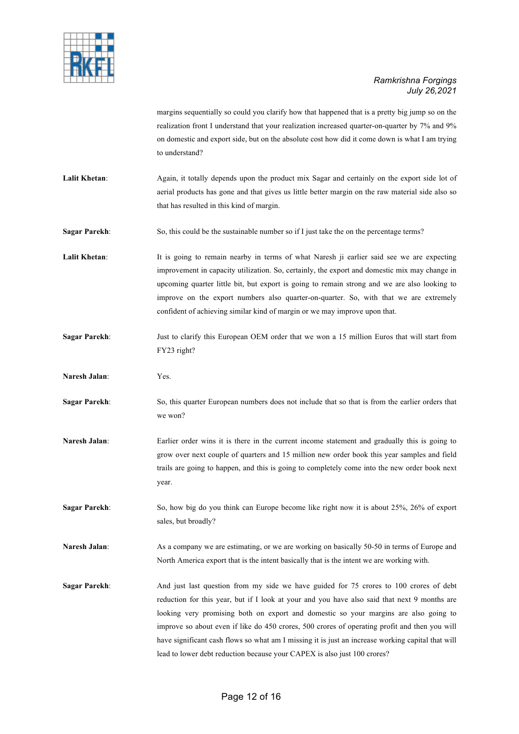margins sequentially so could you clarify how that happened that is a pretty big jump so on the realization front I understand that your realization increased quarter-on-quarter by 7% and 9% on domestic and export side, but on the absolute cost how did it come down is what I am trying to understand?

**Lalit Khetan**: Again, it totally depends upon the product mix Sagar and certainly on the export side lot of aerial products has gone and that gives us little better margin on the raw material side also so that has resulted in this kind of margin.

**Sagar Parekh**: So, this could be the sustainable number so if I just take the on the percentage terms?

**Lalit Khetan**: It is going to remain nearby in terms of what Naresh ji earlier said see we are expecting improvement in capacity utilization. So, certainly, the export and domestic mix may change in upcoming quarter little bit, but export is going to remain strong and we are also looking to improve on the export numbers also quarter-on-quarter. So, with that we are extremely confident of achieving similar kind of margin or we may improve upon that.

**Sagar Parekh**: Just to clarify this European OEM order that we won a 15 million Euros that will start from FY23 right?

**Naresh Jalan**: Yes.

**Sagar Parekh**: So, this quarter European numbers does not include that so that is from the earlier orders that we won?

**Naresh Jalan**: Earlier order wins it is there in the current income statement and gradually this is going to grow over next couple of quarters and 15 million new order book this year samples and field trails are going to happen, and this is going to completely come into the new order book next year.

**Sagar Parekh**: So, how big do you think can Europe become like right now it is about 25%, 26% of export sales, but broadly?

**Naresh Jalan**: As a company we are estimating, or we are working on basically 50-50 in terms of Europe and North America export that is the intent basically that is the intent we are working with.

**Sagar Parekh**: And just last question from my side we have guided for 75 crores to 100 crores of debt reduction for this year, but if I look at your and you have also said that next 9 months are looking very promising both on export and domestic so your margins are also going to improve so about even if like do 450 crores, 500 crores of operating profit and then you will have significant cash flows so what am I missing it is just an increase working capital that will lead to lower debt reduction because your CAPEX is also just 100 crores?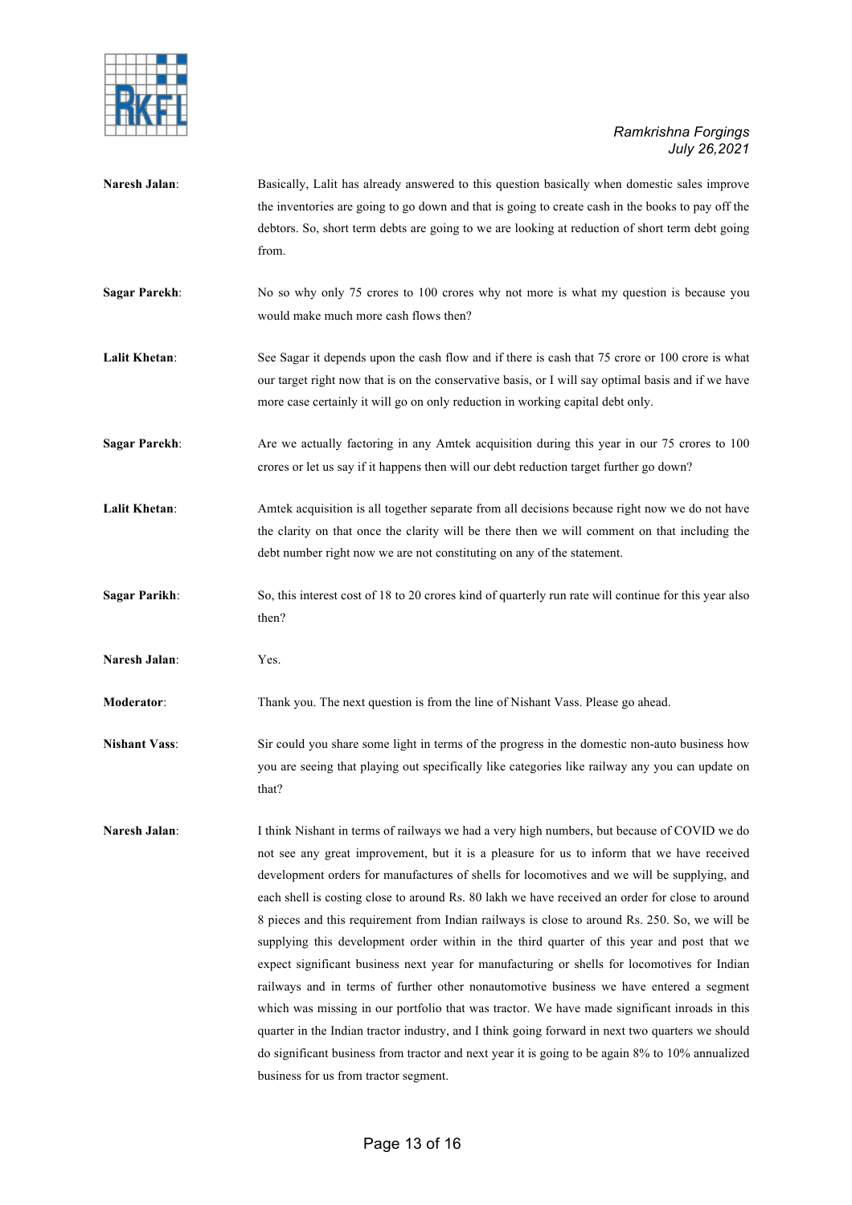**Naresh Jalan**: Basically, Lalit has already answered to this question basically when domestic sales improve the inventories are going to go down and that is going to create cash in the books to pay off the debtors. So, short term debts are going to we are looking at reduction of short term debt going from.

**Sagar Parekh**: No so why only 75 crores to 100 crores why not more is what my question is because you would make much more cash flows then?

**Lalit Khetan**: See Sagar it depends upon the cash flow and if there is cash that 75 crore or 100 crore is what our target right now that is on the conservative basis, or I will say optimal basis and if we have more case certainly it will go on only reduction in working capital debt only.

**Sagar Parekh**: Are we actually factoring in any Amtek acquisition during this year in our 75 crores to 100 crores or let us say if it happens then will our debt reduction target further go down?

**Lalit Khetan**: Amtek acquisition is all together separate from all decisions because right now we do not have the clarity on that once the clarity will be there then we will comment on that including the debt number right now we are not constituting on any of the statement.

**Sagar Parikh**: So, this interest cost of 18 to 20 crores kind of quarterly run rate will continue for this year also then?

**Naresh Jalan**: Yes.

**Moderator**: Thank you. The next question is from the line of Nishant Vass. Please go ahead.

**Nishant Vass**: Sir could you share some light in terms of the progress in the domestic non-auto business how you are seeing that playing out specifically like categories like railway any you can update on that?

**Naresh Jalan**: I think Nishant in terms of railways we had a very high numbers, but because of COVID we do not see any great improvement, but it is a pleasure for us to inform that we have received development orders for manufactures of shells for locomotives and we will be supplying, and each shell is costing close to around Rs. 80 lakh we have received an order for close to around 8 pieces and this requirement from Indian railways is close to around Rs. 250. So, we will be supplying this development order within in the third quarter of this year and post that we expect significant business next year for manufacturing or shells for locomotives for Indian railways and in terms of further other nonautomotive business we have entered a segment which was missing in our portfolio that was tractor. We have made significant inroads in this quarter in the Indian tractor industry, and I think going forward in next two quarters we should do significant business from tractor and next year it is going to be again 8% to 10% annualized business for us from tractor segment.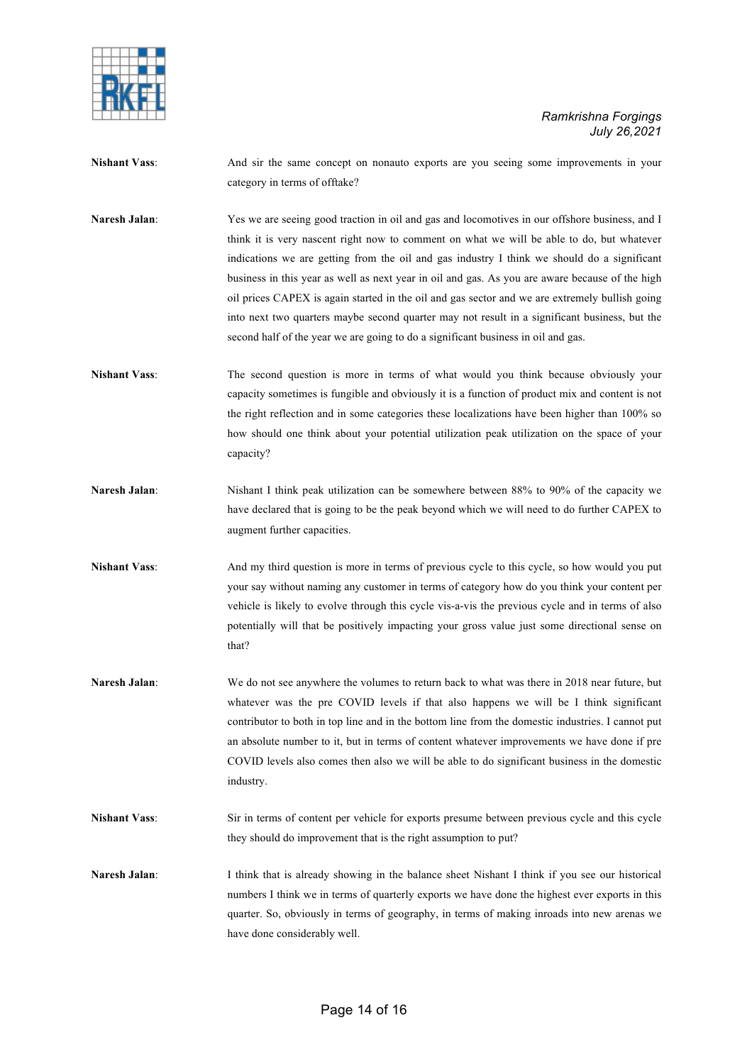**Nishant Vass**: And sir the same concept on nonauto exports are you seeing some improvements in your category in terms of offtake?

**Naresh Jalan**: Yes we are seeing good traction in oil and gas and locomotives in our offshore business, and I think it is very nascent right now to comment on what we will be able to do, but whatever indications we are getting from the oil and gas industry I think we should do a significant business in this year as well as next year in oil and gas. As you are aware because of the high oil prices CAPEX is again started in the oil and gas sector and we are extremely bullish going into next two quarters maybe second quarter may not result in a significant business, but the second half of the year we are going to do a significant business in oil and gas.

**Nishant Vass**: The second question is more in terms of what would you think because obviously your capacity sometimes is fungible and obviously it is a function of product mix and content is not the right reflection and in some categories these localizations have been higher than 100% so how should one think about your potential utilization peak utilization on the space of your capacity?

**Naresh Jalan**: Nishant I think peak utilization can be somewhere between 88% to 90% of the capacity we have declared that is going to be the peak beyond which we will need to do further CAPEX to augment further capacities.

**Nishant Vass**: And my third question is more in terms of previous cycle to this cycle, so how would you put your say without naming any customer in terms of category how do you think your content per vehicle is likely to evolve through this cycle vis-a-vis the previous cycle and in terms of also potentially will that be positively impacting your gross value just some directional sense on that?

**Naresh Jalan**: We do not see anywhere the volumes to return back to what was there in 2018 near future, but whatever was the pre COVID levels if that also happens we will be I think significant contributor to both in top line and in the bottom line from the domestic industries. I cannot put an absolute number to it, but in terms of content whatever improvements we have done if pre COVID levels also comes then also we will be able to do significant business in the domestic industry.

**Nishant Vass**: Sir in terms of content per vehicle for exports presume between previous cycle and this cycle they should do improvement that is the right assumption to put?

**Naresh Jalan**: I think that is already showing in the balance sheet Nishant I think if you see our historical numbers I think we in terms of quarterly exports we have done the highest ever exports in this quarter. So, obviously in terms of geography, in terms of making inroads into new arenas we have done considerably well.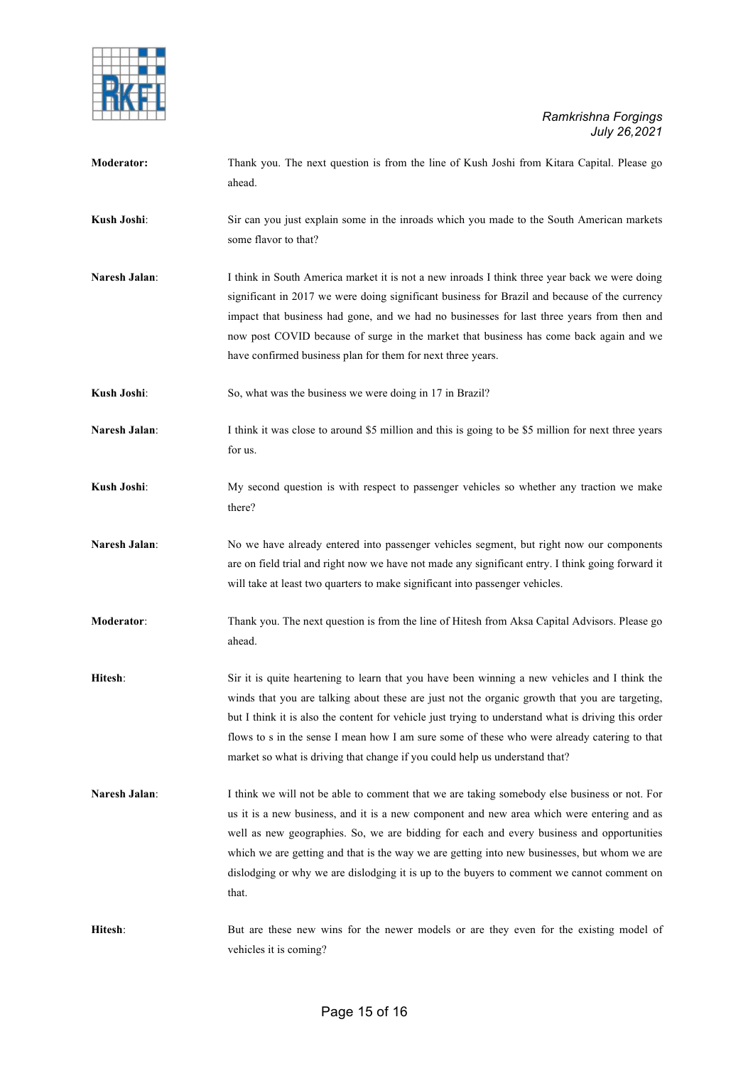**Moderator:** Thank you. The next question is from the line of Kush Joshi from Kitara Capital. Please go ahead.

**Kush Joshi**: Sir can you just explain some in the inroads which you made to the South American markets some flavor to that?

**Naresh Jalan**: I think in South America market it is not a new inroads I think three year back we were doing significant in 2017 we were doing significant business for Brazil and because of the currency impact that business had gone, and we had no businesses for last three years from then and now post COVID because of surge in the market that business has come back again and we have confirmed business plan for them for next three years.

**Kush Joshi**: So, what was the business we were doing in 17 in Brazil?

**Naresh Jalan**: I think it was close to around $5 million and this is going to be $5 million for next three years for us.

**Kush Joshi**: My second question is with respect to passenger vehicles so whether any traction we make there?

**Naresh Jalan**: No we have already entered into passenger vehicles segment, but right now our components are on field trial and right now we have not made any significant entry. I think going forward it will take at least two quarters to make significant into passenger vehicles.

**Moderator**: Thank you. The next question is from the line of Hitesh from Aksa Capital Advisors. Please go ahead.

**Hitesh**: Sir it is quite heartening to learn that you have been winning a new vehicles and I think the winds that you are talking about these are just not the organic growth that you are targeting, but I think it is also the content for vehicle just trying to understand what is driving this order flows to s in the sense I mean how I am sure some of these who were already catering to that market so what is driving that change if you could help us understand that?

**Naresh Jalan**: I think we will not be able to comment that we are taking somebody else business or not. For us it is a new business, and it is a new component and new area which were entering and as well as new geographies. So, we are bidding for each and every business and opportunities which we are getting and that is the way we are getting into new businesses, but whom we are dislodging or why we are dislodging it is up to the buyers to comment we cannot comment on that.

**Hitesh**: But are these new wins for the newer models or are they even for the existing model of vehicles it is coming?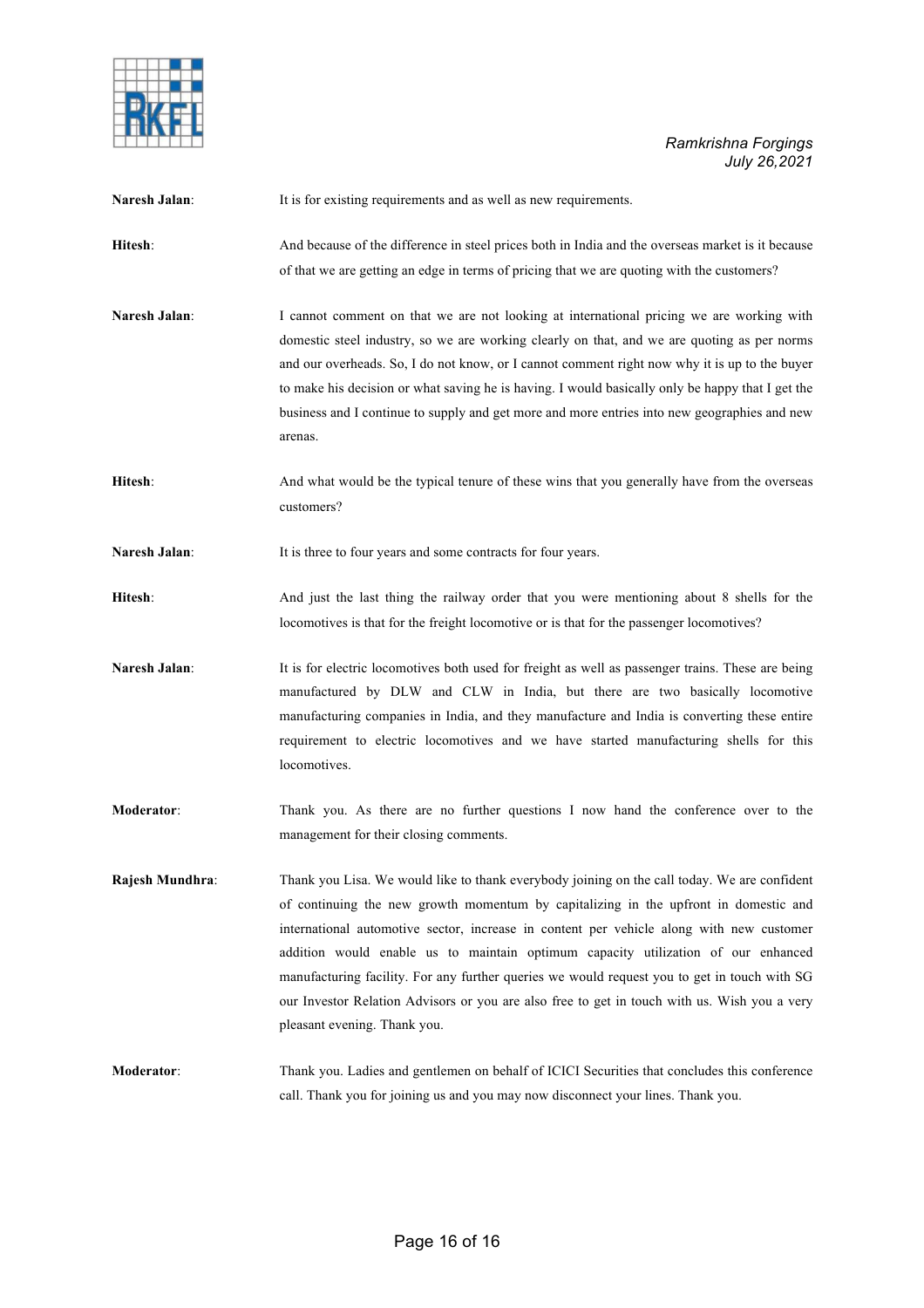**Naresh Jalan**: It is for existing requirements and as well as new requirements.

**Hitesh**: And because of the difference in steel prices both in India and the overseas market is it because of that we are getting an edge in terms of pricing that we are quoting with the customers?

**Naresh Jalan**: I cannot comment on that we are not looking at international pricing we are working with domestic steel industry, so we are working clearly on that, and we are quoting as per norms and our overheads. So, I do not know, or I cannot comment right now why it is up to the buyer to make his decision or what saving he is having. I would basically only be happy that I get the business and I continue to supply and get more and more entries into new geographies and new arenas.

**Hitesh**: And what would be the typical tenure of these wins that you generally have from the overseas customers?

**Naresh Jalan**: It is three to four years and some contracts for four years.

**Hitesh**: And just the last thing the railway order that you were mentioning about 8 shells for the locomotives is that for the freight locomotive or is that for the passenger locomotives?

**Naresh Jalan**: It is for electric locomotives both used for freight as well as passenger trains. These are being manufactured by DLW and CLW in India, but there are two basically locomotive manufacturing companies in India, and they manufacture and India is converting these entire requirement to electric locomotives and we have started manufacturing shells for this locomotives.

**Moderator**: Thank you. As there are no further questions I now hand the conference over to the management for their closing comments.

**Rajesh Mundhra**: Thank you Lisa. We would like to thank everybody joining on the call today. We are confident of continuing the new growth momentum by capitalizing in the upfront in domestic and international automotive sector, increase in content per vehicle along with new customer addition would enable us to maintain optimum capacity utilization of our enhanced manufacturing facility. For any further queries we would request you to get in touch with SG our Investor Relation Advisors or you are also free to get in touch with us. Wish you a very pleasant evening. Thank you.

**Moderator**: Thank you. Ladies and gentlemen on behalf of ICICI Securities that concludes this conference call. Thank you for joining us and you may now disconnect your lines. Thank you.